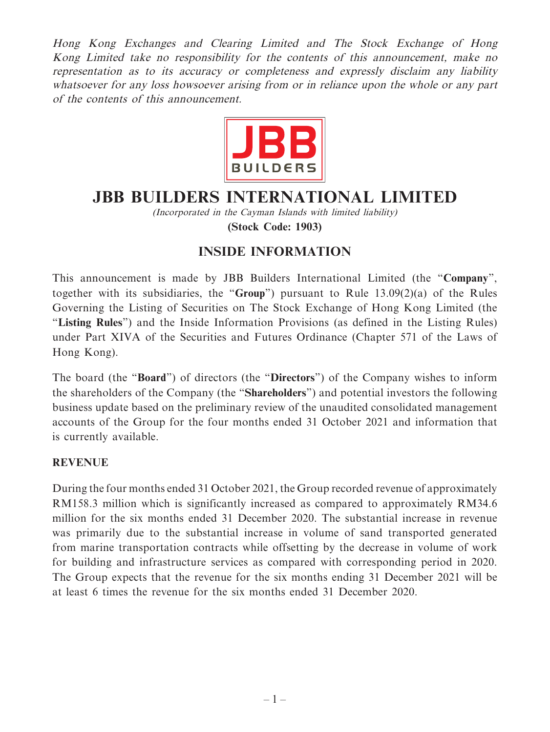*Hong Kong Exchanges and Clearing Limited and The Stock Exchange of Hong Kong Limited take no responsibility for the contents of this announcement, make no representation as to its accuracy or completeness and expressly disclaim any liability whatsoever for any loss howsoever arising from or in reliance upon the whole or any part of the contents of this announcement.*

JBB BUILDERS

# JBB BUILDERS INTERNATIONAL LIMITED

*(Incorporated in the Cayman Islands with limited liability)*

**(Stock Code: 1903)**

## INSIDE INFORMATION

This announcement is made by JBB Builders International Limited (the "**Company**", together with its subsidiaries, the "**Group**") pursuant to Rule 13.09(2)(a) of the Rules Governing the Listing of Securities on The Stock Exchange of Hong Kong Limited (the "**Listing Rules**") and the Inside Information Provisions (as defined in the Listing Rules) under Part XIVA of the Securities and Futures Ordinance (Chapter 571 of the Laws of Hong Kong).

The board (the "**Board**") of directors (the "**Directors**") of the Company wishes to inform the shareholders of the Company (the "**Shareholders**") and potential investors the following business update based on the preliminary review of the unaudited consolidated management accounts of the Group for the four months ended 31 October 2021 and information that is currently available.

### REVENUE

During the four months ended 31 October 2021, the Group recorded revenue of approximately RM158.3 million which is significantly increased as compared to approximately RM34.6 million for the six months ended 31 December 2020. The substantial increase in revenue was primarily due to the substantial increase in volume of sand transported generated from marine transportation contracts while offsetting by the decrease in volume of work for building and infrastructure services as compared with corresponding period in 2020. The Group expects that the revenue for the six months ending 31 December 2021 will be at least 6 times the revenue for the six months ended 31 December 2020.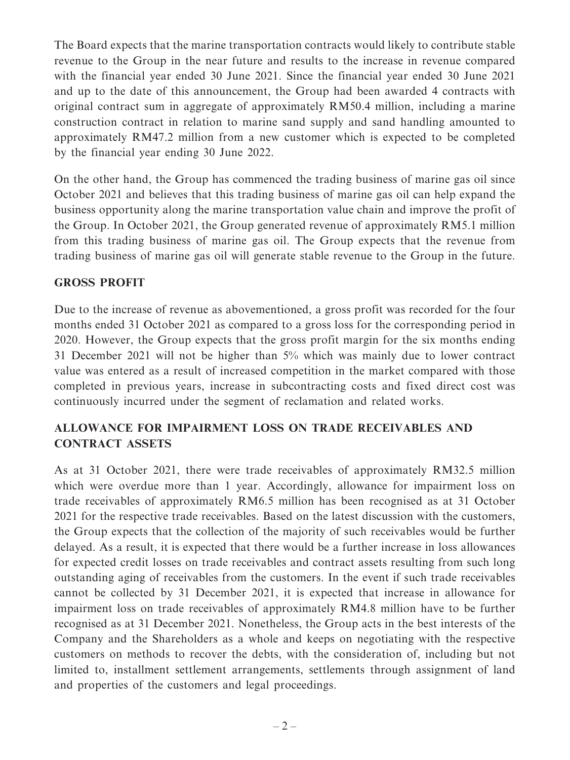The Board expects that the marine transportation contracts would likely to contribute stable revenue to the Group in the near future and results to the increase in revenue compared with the financial year ended 30 June 2021. Since the financial year ended 30 June 2021 and up to the date of this announcement, the Group had been awarded 4 contracts with original contract sum in aggregate of approximately RM50.4 million, including a marine construction contract in relation to marine sand supply and sand handling amounted to approximately RM47.2 million from a new customer which is expected to be completed by the financial year ending 30 June 2022.

On the other hand, the Group has commenced the trading business of marine gas oil since October 2021 and believes that this trading business of marine gas oil can help expand the business opportunity along the marine transportation value chain and improve the profit of the Group. In October 2021, the Group generated revenue of approximately RM5.1 million from this trading business of marine gas oil. The Group expects that the revenue from trading business of marine gas oil will generate stable revenue to the Group in the future.

## GROSS PROFIT

Due to the increase of revenue as abovementioned, a gross profit was recorded for the four months ended 31 October 2021 as compared to a gross loss for the corresponding period in 2020. However, the Group expects that the gross profit margin for the six months ending 31 December 2021 will not be higher than 5% which was mainly due to lower contract value was entered as a result of increased competition in the market compared with those completed in previous years, increase in subcontracting costs and fixed direct cost was continuously incurred under the segment of reclamation and related works.

## ALLOWANCE FOR IMPAIRMENT LOSS ON TRADE RECEIVABLES AND CONTRACT ASSETS

As at 31 October 2021, there were trade receivables of approximately RM32.5 million which were overdue more than 1 year. Accordingly, allowance for impairment loss on trade receivables of approximately RM6.5 million has been recognised as at 31 October 2021 for the respective trade receivables. Based on the latest discussion with the customers, the Group expects that the collection of the majority of such receivables would be further delayed. As a result, it is expected that there would be a further increase in loss allowances for expected credit losses on trade receivables and contract assets resulting from such long outstanding aging of receivables from the customers. In the event if such trade receivables cannot be collected by 31 December 2021, it is expected that increase in allowance for impairment loss on trade receivables of approximately RM4.8 million have to be further recognised as at 31 December 2021. Nonetheless, the Group acts in the best interests of the Company and the Shareholders as a whole and keeps on negotiating with the respective customers on methods to recover the debts, with the consideration of, including but not limited to, installment settlement arrangements, settlements through assignment of land and properties of the customers and legal proceedings.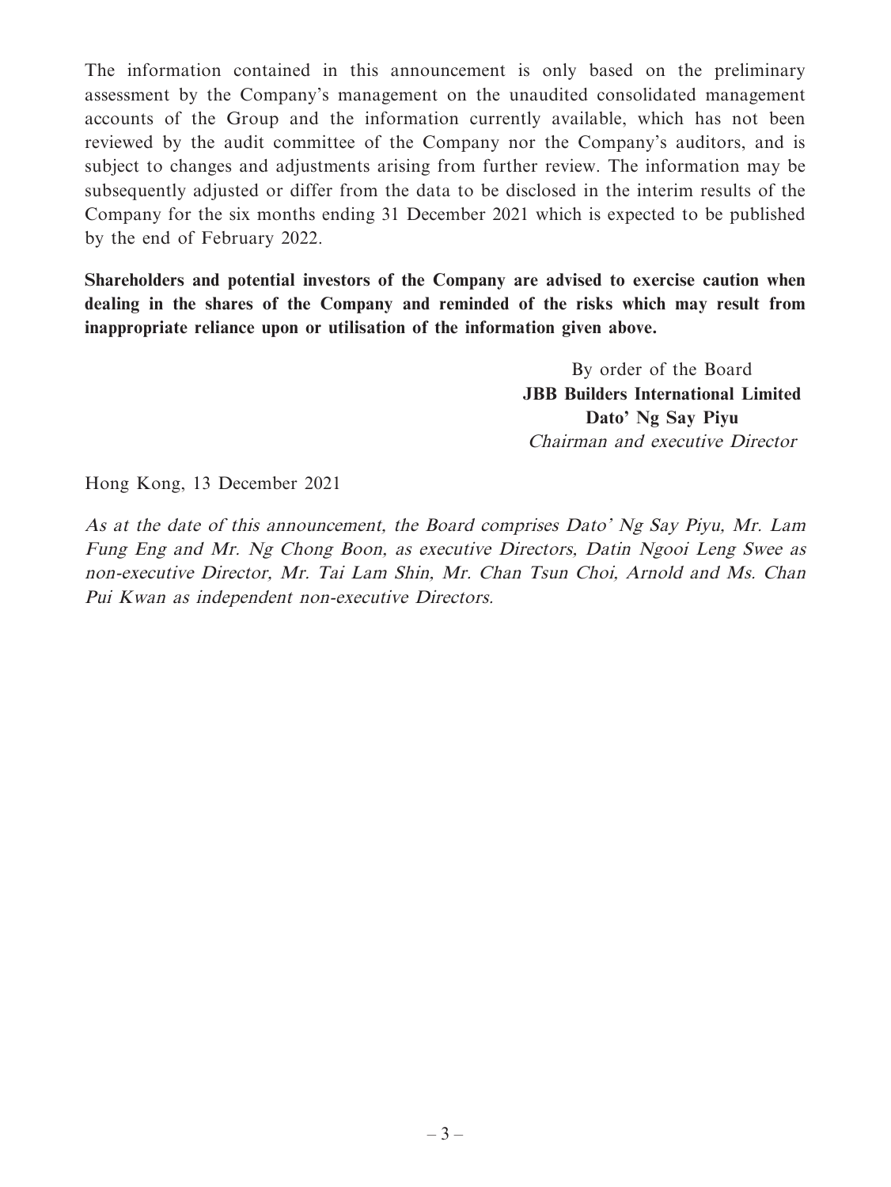The information contained in this announcement is only based on the preliminary assessment by the Company's management on the unaudited consolidated management accounts of the Group and the information currently available, which has not been reviewed by the audit committee of the Company nor the Company's auditors, and is subject to changes and adjustments arising from further review. The information may be subsequently adjusted or differ from the data to be disclosed in the interim results of the Company for the six months ending 31 December 2021 which is expected to be published by the end of February 2022.

**Shareholders and potential investors of the Company are advised to exercise caution when dealing in the shares of the Company and reminded of the risks which may result from inappropriate reliance upon or utilisation of the information given above.**

By order of the Board
**JBB Builders International Limited**
**Dato' Ng Say Piyu**
*Chairman and executive Director*

Hong Kong, 13 December 2021

*As at the date of this announcement, the Board comprises Dato' Ng Say Piyu, Mr. Lam Fung Eng and Mr. Ng Chong Boon, as executive Directors, Datin Ngooi Leng Swee as non-executive Director, Mr. Tai Lam Shin, Mr. Chan Tsun Choi, Arnold and Ms. Chan Pui Kwan as independent non-executive Directors.*